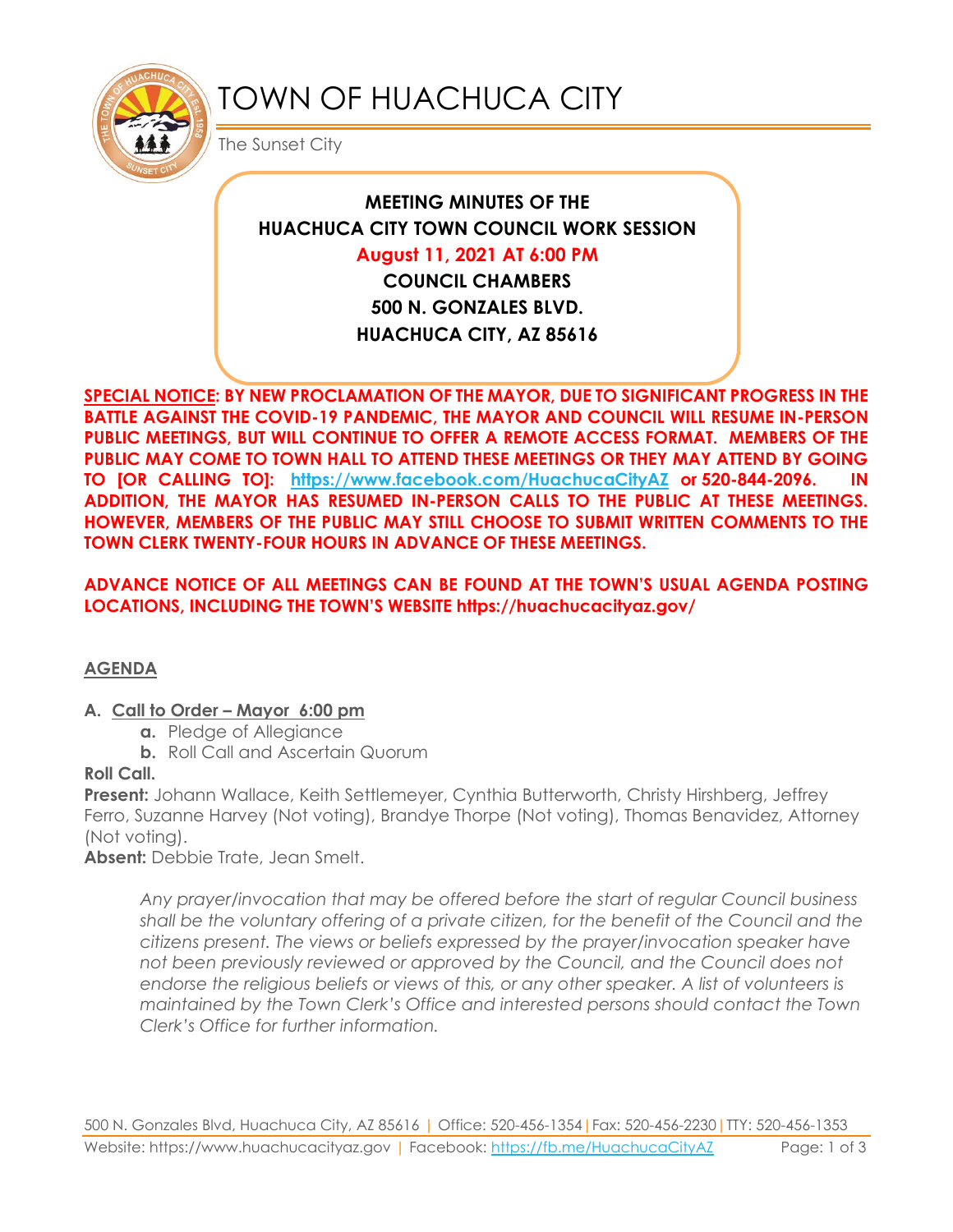# TOWN OF HUACHUCA CITY

The Sunset City

**MEETING MINUTES OF THE**
**HUACHUCA CITY TOWN COUNCIL WORK SESSION**
**August 11, 2021 AT 6:00 PM**
**COUNCIL CHAMBERS**
**500 N. GONZALES BLVD.**
**HUACHUCA CITY, AZ 85616**

**SPECIAL NOTICE: BY NEW PROCLAMATION OF THE MAYOR, DUE TO SIGNIFICANT PROGRESS IN THE BATTLE AGAINST THE COVID-19 PANDEMIC, THE MAYOR AND COUNCIL WILL RESUME IN-PERSON PUBLIC MEETINGS, BUT WILL CONTINUE TO OFFER A REMOTE ACCESS FORMAT. MEMBERS OF THE PUBLIC MAY COME TO TOWN HALL TO ATTEND THESE MEETINGS OR THEY MAY ATTEND BY GOING TO [OR CALLING TO]: https://www.facebook.com/HuachucaCityAZ or 520-844-2096. IN ADDITION, THE MAYOR HAS RESUMED IN-PERSON CALLS TO THE PUBLIC AT THESE MEETINGS. HOWEVER, MEMBERS OF THE PUBLIC MAY STILL CHOOSE TO SUBMIT WRITTEN COMMENTS TO THE TOWN CLERK TWENTY-FOUR HOURS IN ADVANCE OF THESE MEETINGS.**

**ADVANCE NOTICE OF ALL MEETINGS CAN BE FOUND AT THE TOWN'S USUAL AGENDA POSTING LOCATIONS, INCLUDING THE TOWN'S WEBSITE https://huachucacityaz.gov/**

## AGENDA

**A. Call to Order – Mayor 6:00 pm**

- **a.** Pledge of Allegiance
- **b.** Roll Call and Ascertain Quorum

**Roll Call.**

**Present:** Johann Wallace, Keith Settlemeyer, Cynthia Butterworth, Christy Hirshberg, Jeffrey Ferro, Suzanne Harvey (Not voting), Brandye Thorpe (Not voting), Thomas Benavidez, Attorney (Not voting).

**Absent:** Debbie Trate, Jean Smelt.

*Any prayer/invocation that may be offered before the start of regular Council business shall be the voluntary offering of a private citizen, for the benefit of the Council and the citizens present. The views or beliefs expressed by the prayer/invocation speaker have not been previously reviewed or approved by the Council, and the Council does not endorse the religious beliefs or views of this, or any other speaker. A list of volunteers is maintained by the Town Clerk's Office and interested persons should contact the Town Clerk's Office for further information.*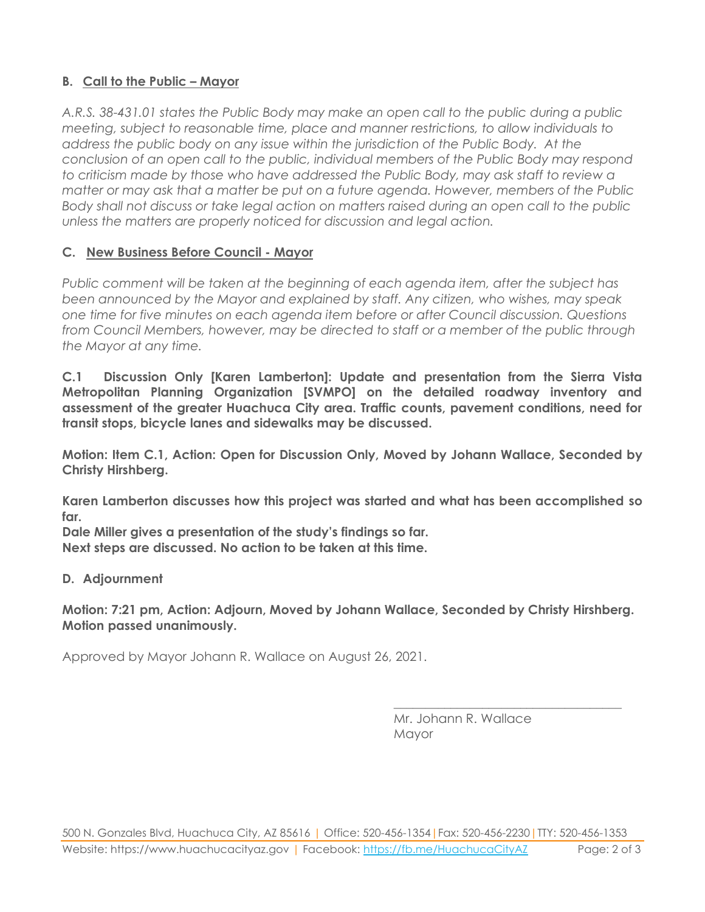**B. Call to the Public – Mayor**

*A.R.S. 38-431.01 states the Public Body may make an open call to the public during a public meeting, subject to reasonable time, place and manner restrictions, to allow individuals to address the public body on any issue within the jurisdiction of the Public Body. At the conclusion of an open call to the public, individual members of the Public Body may respond to criticism made by those who have addressed the Public Body, may ask staff to review a matter or may ask that a matter be put on a future agenda. However, members of the Public Body shall not discuss or take legal action on matters raised during an open call to the public unless the matters are properly noticed for discussion and legal action.*

**C. New Business Before Council - Mayor**

*Public comment will be taken at the beginning of each agenda item, after the subject has been announced by the Mayor and explained by staff. Any citizen, who wishes, may speak one time for five minutes on each agenda item before or after Council discussion. Questions from Council Members, however, may be directed to staff or a member of the public through the Mayor at any time.*

**C.1 Discussion Only [Karen Lamberton]: Update and presentation from the Sierra Vista Metropolitan Planning Organization [SVMPO] on the detailed roadway inventory and assessment of the greater Huachuca City area. Traffic counts, pavement conditions, need for transit stops, bicycle lanes and sidewalks may be discussed.**

**Motion: Item C.1, Action: Open for Discussion Only, Moved by Johann Wallace, Seconded by Christy Hirshberg.**

**Karen Lamberton discusses how this project was started and what has been accomplished so far.**
**Dale Miller gives a presentation of the study's findings so far.**
**Next steps are discussed. No action to be taken at this time.**

**D. Adjournment**

**Motion: 7:21 pm, Action: Adjourn, Moved by Johann Wallace, Seconded by Christy Hirshberg. Motion passed unanimously.**

Approved by Mayor Johann R. Wallace on August 26, 2021.

\_\_\_\_\_\_\_\_\_\_\_\_\_\_\_\_\_\_\_\_\_\_\_\_\_\_\_\_\_\_\_\_\_\_\_\_
Mr. Johann R. Wallace
Mayor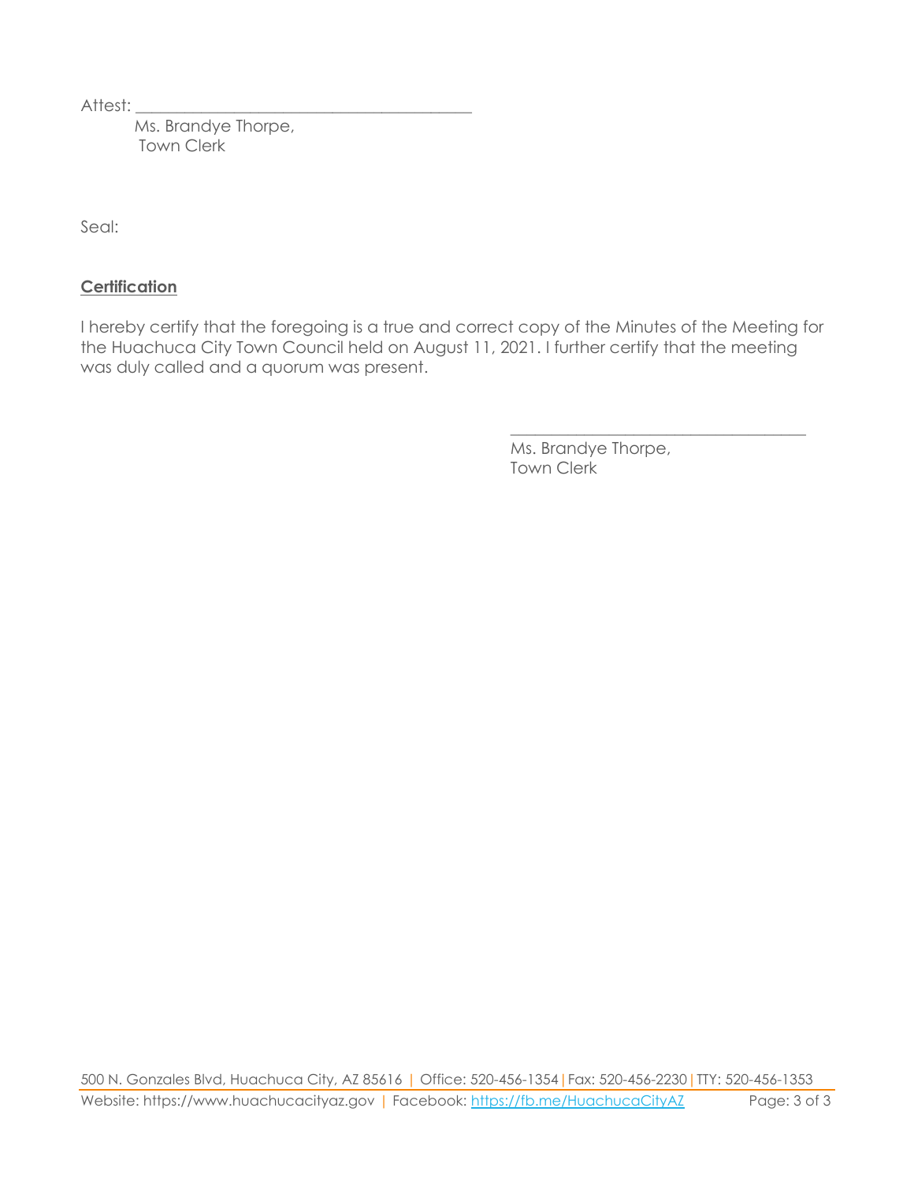Attest: ________________________________________

Ms. Brandye Thorpe,
Town Clerk

Seal:

**Certification**

I hereby certify that the foregoing is a true and correct copy of the Minutes of the Meeting for the Huachuca City Town Council held on August 11, 2021. I further certify that the meeting was duly called and a quorum was present.

____________________________________

Ms. Brandye Thorpe,
Town Clerk